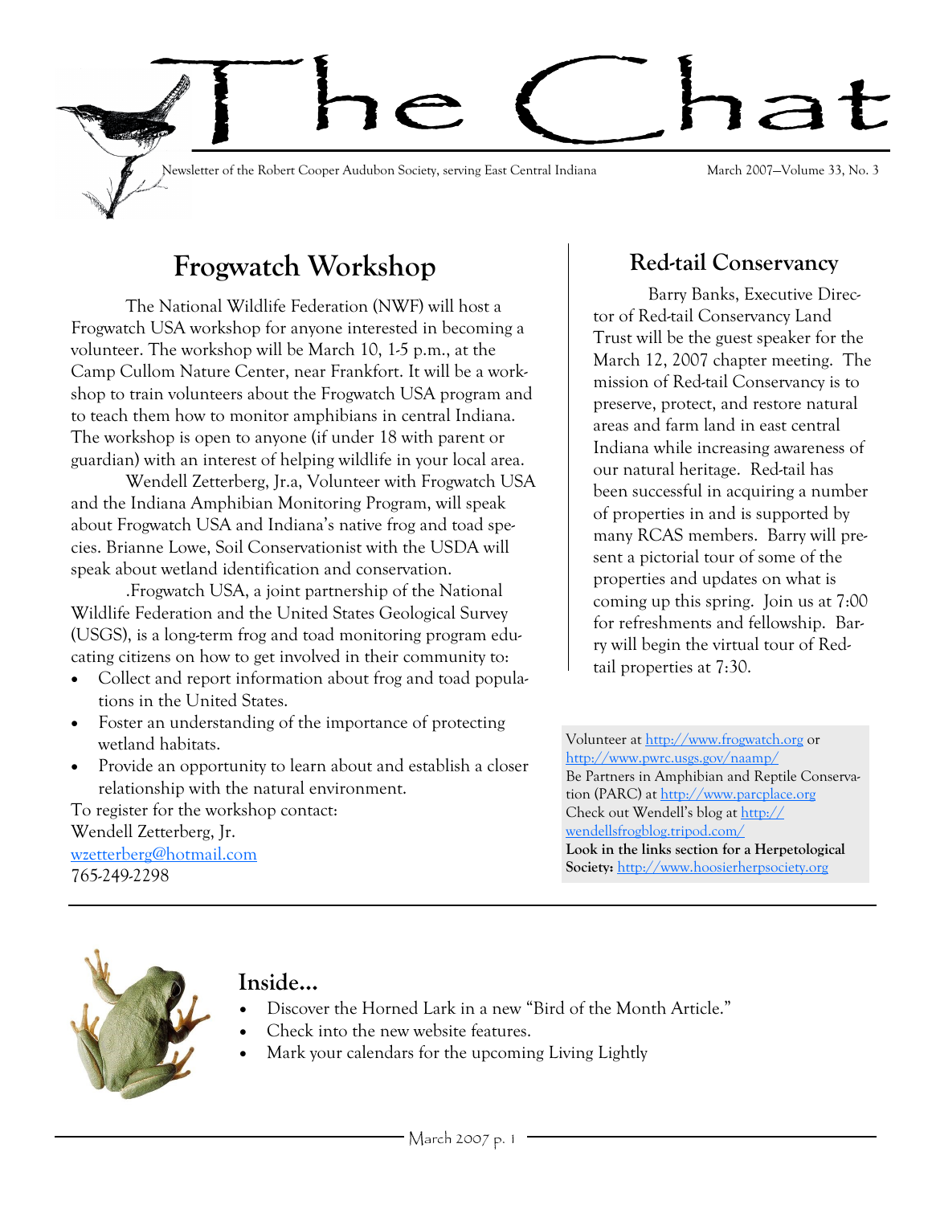# The Chat

Newsletter of the Robert Cooper Audubon Society, serving East Central Indiana

March 2007—Volume 33, No. 3

## Frogwatch Workshop

The National Wildlife Federation (NWF) will host a Frogwatch USA workshop for anyone interested in becoming a volunteer. The workshop will be March 10, 1-5 p.m., at the Camp Cullom Nature Center, near Frankfort. It will be a workshop to train volunteers about the Frogwatch USA program and to teach them how to monitor amphibians in central Indiana. The workshop is open to anyone (if under 18 with parent or guardian) with an interest of helping wildlife in your local area.

Wendell Zetterberg, Jr.a, Volunteer with Frogwatch USA and the Indiana Amphibian Monitoring Program, will speak about Frogwatch USA and Indiana's native frog and toad species. Brianne Lowe, Soil Conservationist with the USDA will speak about wetland identification and conservation.

.Frogwatch USA, a joint partnership of the National Wildlife Federation and the United States Geological Survey (USGS), is a long-term frog and toad monitoring program educating citizens on how to get involved in their community to:

- Collect and report information about frog and toad populations in the United States.
- Foster an understanding of the importance of protecting wetland habitats.
- Provide an opportunity to learn about and establish a closer relationship with the natural environment.

To register for the workshop contact:
Wendell Zetterberg, Jr.
wzetterberg@hotmail.com
765-249-2298

## Red-tail Conservancy

Barry Banks, Executive Director of Red-tail Conservancy Land Trust will be the guest speaker for the March 12, 2007 chapter meeting. The mission of Red-tail Conservancy is to preserve, protect, and restore natural areas and farm land in east central Indiana while increasing awareness of our natural heritage. Red-tail has been successful in acquiring a number of properties in and is supported by many RCAS members. Barry will present a pictorial tour of some of the properties and updates on what is coming up this spring. Join us at 7:00 for refreshments and fellowship. Barry will begin the virtual tour of Red-tail properties at 7:30.

Volunteer at http://www.frogwatch.org or http://www.pwrc.usgs.gov/naamp/
Be Partners in Amphibian and Reptile Conservation (PARC) at http://www.parcplace.org
Check out Wendell's blog at http://wendellsfrogblog.tripod.com/
**Look in the links section for a Herpetological Society:** http://www.hoosierherpsociety.org

## Inside...

- Discover the Horned Lark in a new "Bird of the Month Article."
- Check into the new website features.
- Mark your calendars for the upcoming Living Lightly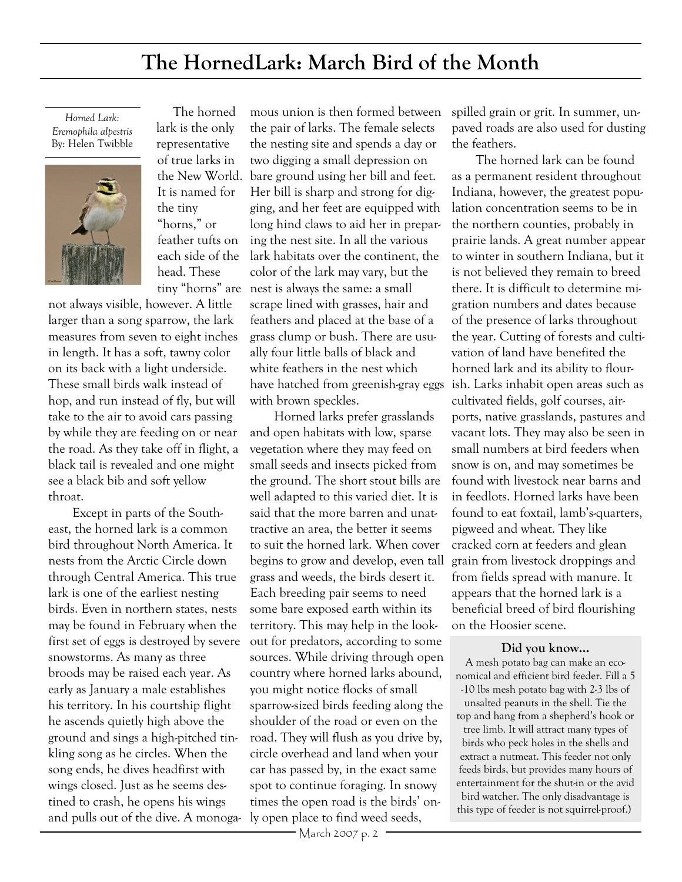# The HornedLark: March Bird of the Month

*Horned Lark: Eremophila alpestris*
By: Helen Twibble

The horned lark is the only representative of true larks in the New World. It is named for the tiny "horns," or feather tufts on each side of the head. These tiny "horns" are not always visible, however. A little larger than a song sparrow, the lark measures from seven to eight inches in length. It has a soft, tawny color on its back with a light underside. These small birds walk instead of hop, and run instead of fly, but will take to the air to avoid cars passing by while they are feeding on or near the road. As they take off in flight, a black tail is revealed and one might see a black bib and soft yellow throat.

Except in parts of the Southeast, the horned lark is a common bird throughout North America. It nests from the Arctic Circle down through Central America. This true lark is one of the earliest nesting birds. Even in northern states, nests may be found in February when the first set of eggs is destroyed by severe snowstorms. As many as three broods may be raised each year. As early as January a male establishes his territory. In his courtship flight he ascends quietly high above the ground and sings a high-pitched tinkling song as he circles. When the song ends, he dives headfirst with wings closed. Just as he seems destined to crash, he opens his wings and pulls out of the dive. A monogamous union is then formed between the pair of larks. The female selects the nesting site and spends a day or two digging a small depression on bare ground using her bill and feet. Her bill is sharp and strong for digging, and her feet are equipped with long hind claws to aid her in preparing the nest site. In all the various lark habitats over the continent, the color of the lark may vary, but the nest is always the same: a small scrape lined with grasses, hair and feathers and placed at the base of a grass clump or bush. There are usually four little balls of black and white feathers in the nest which have hatched from greenish-gray eggs with brown speckles.

Horned larks prefer grasslands and open habitats with low, sparse vegetation where they may feed on small seeds and insects picked from the ground. The short stout bills are well adapted to this varied diet. It is said that the more barren and unattractive an area, the better it seems to suit the horned lark. When cover begins to grow and develop, even tall grass and weeds, the birds desert it. Each breeding pair seems to need some bare exposed earth within its territory. This may help in the lookout for predators, according to some sources. While driving through open country where horned larks abound, you might notice flocks of small sparrow-sized birds feeding along the shoulder of the road or even on the road. They will flush as you drive by, circle overhead and land when your car has passed by, in the exact same spot to continue foraging. In snowy times the open road is the birds' only open place to find weed seeds, spilled grain or grit. In summer, unpaved roads are also used for dusting the feathers.

The horned lark can be found as a permanent resident throughout Indiana, however, the greatest population concentration seems to be in the northern counties, probably in prairie lands. A great number appear to winter in southern Indiana, but it is not believed they remain to breed there. It is difficult to determine migration numbers and dates because of the presence of larks throughout the year. Cutting of forests and cultivation of land have benefited the horned lark and its ability to flourish. Larks inhabit open areas such as cultivated fields, golf courses, airports, native grasslands, pastures and vacant lots. They may also be seen in small numbers at bird feeders when snow is on, and may sometimes be found with livestock near barns and in feedlots. Horned larks have been found to eat foxtail, lamb's-quarters, pigweed and wheat. They like cracked corn at feeders and glean grain from livestock droppings and from fields spread with manure. It appears that the horned lark is a beneficial breed of bird flourishing on the Hoosier scene.

**Did you know...**

A mesh potato bag can make an economical and efficient bird feeder. Fill a 5-10 lbs mesh potato bag with 2-3 lbs of unsalted peanuts in the shell. Tie the top and hang from a shepherd's hook or tree limb. It will attract many types of birds who peck holes in the shells and extract a nutmeat. This feeder not only feeds birds, but provides many hours of entertainment for the shut-in or the avid bird watcher. The only disadvantage is this type of feeder is not squirrel-proof.)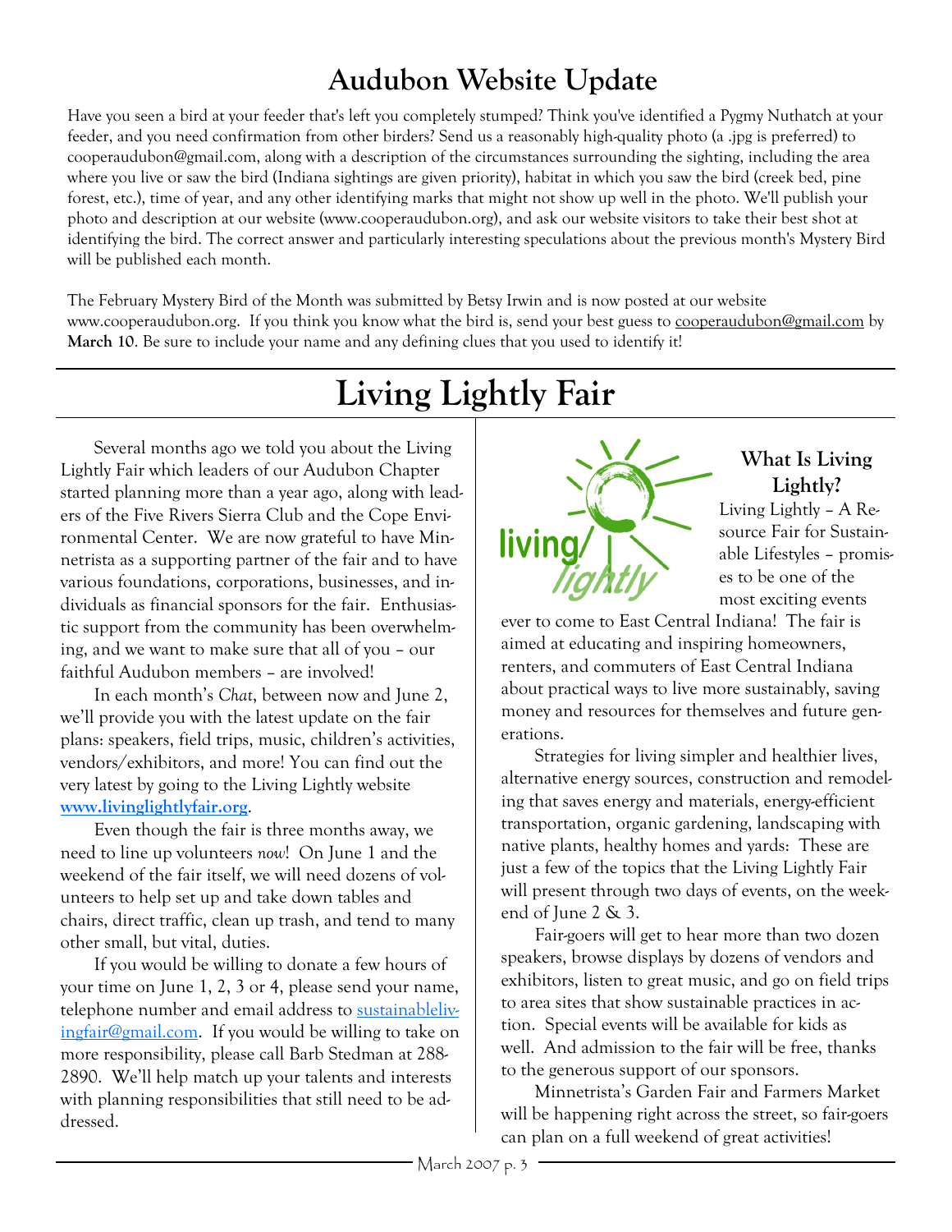# Audubon Website Update

Have you seen a bird at your feeder that's left you completely stumped? Think you've identified a Pygmy Nuthatch at your feeder, and you need confirmation from other birders? Send us a reasonably high-quality photo (a .jpg is preferred) to cooperaudubon@gmail.com, along with a description of the circumstances surrounding the sighting, including the area where you live or saw the bird (Indiana sightings are given priority), habitat in which you saw the bird (creek bed, pine forest, etc.), time of year, and any other identifying marks that might not show up well in the photo. We'll publish your photo and description at our website (www.cooperaudubon.org), and ask our website visitors to take their best shot at identifying the bird. The correct answer and particularly interesting speculations about the previous month's Mystery Bird will be published each month.

The February Mystery Bird of the Month was submitted by Betsy Irwin and is now posted at our website www.cooperaudubon.org. If you think you know what the bird is, send your best guess to cooperaudubon@gmail.com by **March 10**. Be sure to include your name and any defining clues that you used to identify it!

# Living Lightly Fair

Several months ago we told you about the Living Lightly Fair which leaders of our Audubon Chapter started planning more than a year ago, along with leaders of the Five Rivers Sierra Club and the Cope Environmental Center. We are now grateful to have Minnetrista as a supporting partner of the fair and to have various foundations, corporations, businesses, and individuals as financial sponsors for the fair. Enthusiastic support from the community has been overwhelming, and we want to make sure that all of you – our faithful Audubon members – are involved!

In each month's *Chat*, between now and June 2, we'll provide you with the latest update on the fair plans: speakers, field trips, music, children's activities, vendors/exhibitors, and more! You can find out the very latest by going to the Living Lightly website **www.livinglightlyfair.org**.

Even though the fair is three months away, we need to line up volunteers *now*! On June 1 and the weekend of the fair itself, we will need dozens of volunteers to help set up and take down tables and chairs, direct traffic, clean up trash, and tend to many other small, but vital, duties.

If you would be willing to donate a few hours of your time on June 1, 2, 3 or 4, please send your name, telephone number and email address to sustainablelivingfair@gmail.com. If you would be willing to take on more responsibility, please call Barb Stedman at 288-2890. We'll help match up your talents and interests with planning responsibilities that still need to be addressed.

### What Is Living Lightly?

Living Lightly – A Resource Fair for Sustainable Lifestyles – promises to be one of the most exciting events ever to come to East Central Indiana! The fair is aimed at educating and inspiring homeowners, renters, and commuters of East Central Indiana about practical ways to live more sustainably, saving money and resources for themselves and future generations.

Strategies for living simpler and healthier lives, alternative energy sources, construction and remodeling that saves energy and materials, energy-efficient transportation, organic gardening, landscaping with native plants, healthy homes and yards: These are just a few of the topics that the Living Lightly Fair will present through two days of events, on the weekend of June 2 & 3.

Fair-goers will get to hear more than two dozen speakers, browse displays by dozens of vendors and exhibitors, listen to great music, and go on field trips to area sites that show sustainable practices in action. Special events will be available for kids as well. And admission to the fair will be free, thanks to the generous support of our sponsors.

Minnetrista's Garden Fair and Farmers Market will be happening right across the street, so fair-goers can plan on a full weekend of great activities!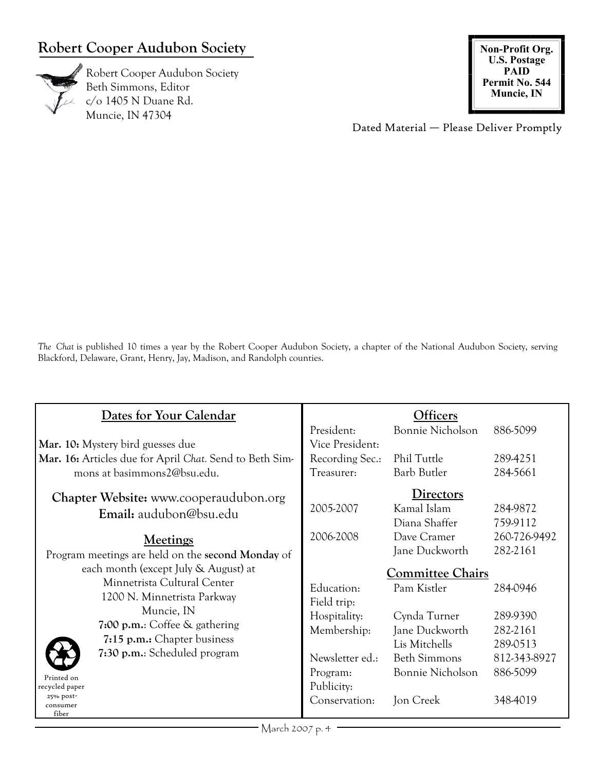## Robert Cooper Audubon Society

Robert Cooper Audubon Society
Beth Simmons, Editor
c/o 1405 N Duane Rd.
Muncie, IN 47304

**Non-Profit Org.**
**U.S. Postage**
**PAID**
**Permit No. 544**
**Muncie, IN**

Dated Material — Please Deliver Promptly

*The Chat* is published 10 times a year by the Robert Cooper Audubon Society, a chapter of the National Audubon Society, serving Blackford, Delaware, Grant, Henry, Jay, Madison, and Randolph counties.

### Dates for Your Calendar

**Mar. 10:** Mystery bird guesses due
**Mar. 16:** Articles due for April *Chat.* Send to Beth Simmons at basimmons2@bsu.edu.

**Chapter Website:** www.cooperaudubon.org
**Email:** audubon@bsu.edu

### Meetings

Program meetings are held on the **second Monday** of each month (except July & August) at
Minnetrista Cultural Center
1200 N. Minnetrista Parkway
Muncie, IN
**7:00 p.m.**: Coffee & gathering
**7:15 p.m.:** Chapter business
**7:30 p.m.**: Scheduled program

Printed on recycled paper 25% post-consumer fiber

### Officers

| | | |
|---|---|---|
| President: | Bonnie Nicholson | 886-5099 |
| Vice President: | | |
| Recording Sec.: | Phil Tuttle | 289-4251 |
| Treasurer: | Barb Butler | 284-5661 |

### Directors

| | | |
|---|---|---|
| 2005-2007 | Kamal Islam | 284-9872 |
| | Diana Shaffer | 759-9112 |
| 2006-2008 | Dave Cramer | 260-726-9492 |
| | Jane Duckworth | 282-2161 |

### Committee Chairs

| | | |
|---|---|---|
| Education: | Pam Kistler | 284-0946 |
| Field trip: | | |
| Hospitality: | Cynda Turner | 289-9390 |
| Membership: | Jane Duckworth | 282-2161 |
| | Lis Mitchells | 289-0513 |
| Newsletter ed.: | Beth Simmons | 812-343-8927 |
| Program: | Bonnie Nicholson | 886-5099 |
| Publicity: | | |
| Conservation: | Jon Creek | 348-4019 |